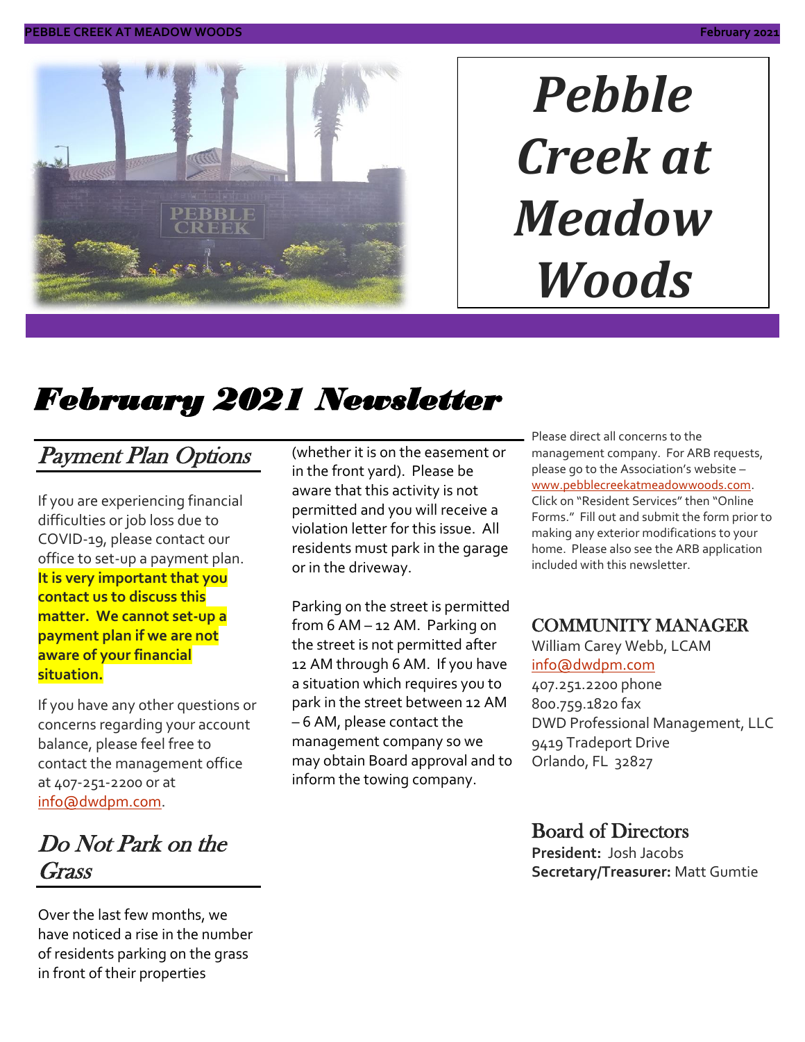# Pebble Creek at Meadow Woods

## *February 2021 Newsletter*

### *Payment Plan Options*

If you are experiencing financial difficulties or job loss due to COVID-19, please contact our office to set-up a payment plan. **It is very important that you contact us to discuss this matter. We cannot set-up a payment plan if we are not aware of your financial situation.**

If you have any other questions or concerns regarding your account balance, please feel free to contact the management office at 407-251-2200 or at info@dwdpm.com.

### *Do Not Park on the Grass*

Over the last few months, we have noticed a rise in the number of residents parking on the grass in front of their properties (whether it is on the easement or in the front yard). Please be aware that this activity is not permitted and you will receive a violation letter for this issue. All residents must park in the garage or in the driveway.

Parking on the street is permitted from 6 AM – 12 AM. Parking on the street is not permitted after 12 AM through 6 AM. If you have a situation which requires you to park in the street between 12 AM – 6 AM, please contact the management company so we may obtain Board approval and to inform the towing company.

Please direct all concerns to the management company. For ARB requests, please go to the Association's website – www.pebblecreekatmeadowwoods.com. Click on "Resident Services" then "Online Forms." Fill out and submit the form prior to making any exterior modifications to your home. Please also see the ARB application included with this newsletter.

### COMMUNITY MANAGER

William Carey Webb, LCAM
info@dwdpm.com
407.251.2200 phone
800.759.1820 fax
DWD Professional Management, LLC
9419 Tradeport Drive
Orlando, FL 32827

### Board of Directors

**President:** Josh Jacobs
**Secretary/Treasurer:** Matt Gumtie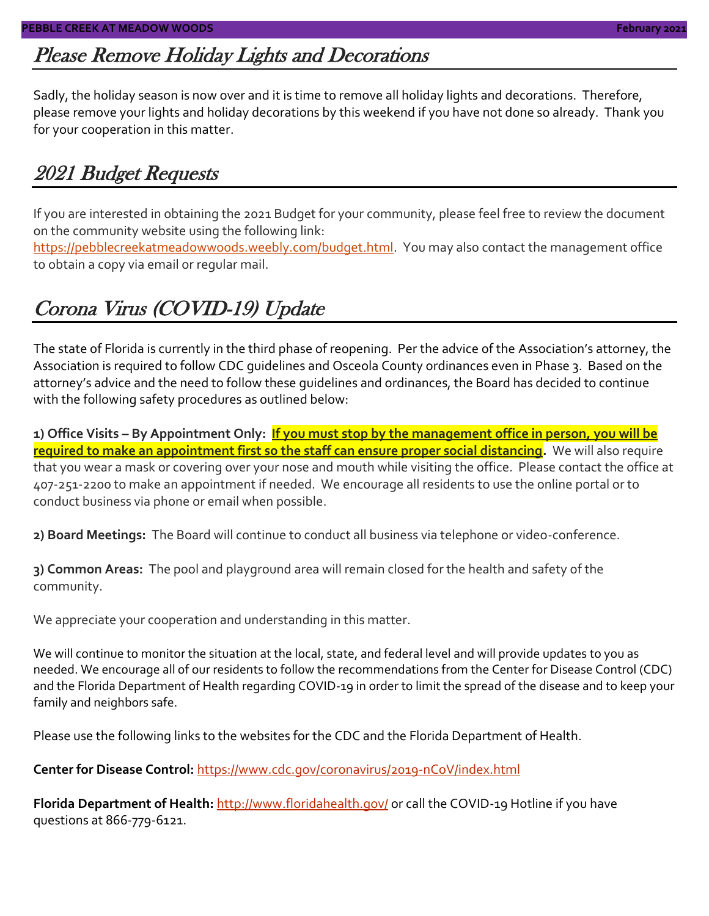## Please Remove Holiday Lights and Decorations

Sadly, the holiday season is now over and it is time to remove all holiday lights and decorations. Therefore, please remove your lights and holiday decorations by this weekend if you have not done so already. Thank you for your cooperation in this matter.

## 2021 Budget Requests

If you are interested in obtaining the 2021 Budget for your community, please feel free to review the document on the community website using the following link: https://pebblecreekatmeadowwoods.weebly.com/budget.html. You may also contact the management office to obtain a copy via email or regular mail.

## Corona Virus (COVID-19) Update

The state of Florida is currently in the third phase of reopening. Per the advice of the Association's attorney, the Association is required to follow CDC guidelines and Osceola County ordinances even in Phase 3. Based on the attorney's advice and the need to follow these guidelines and ordinances, the Board has decided to continue with the following safety procedures as outlined below:

**1) Office Visits – By Appointment Only:** **If you must stop by the management office in person, you will be required to make an appointment first so the staff can ensure proper social distancing.** We will also require that you wear a mask or covering over your nose and mouth while visiting the office. Please contact the office at 407-251-2200 to make an appointment if needed. We encourage all residents to use the online portal or to conduct business via phone or email when possible.

**2) Board Meetings:** The Board will continue to conduct all business via telephone or video-conference.

**3) Common Areas:** The pool and playground area will remain closed for the health and safety of the community.

We appreciate your cooperation and understanding in this matter.

We will continue to monitor the situation at the local, state, and federal level and will provide updates to you as needed. We encourage all of our residents to follow the recommendations from the Center for Disease Control (CDC) and the Florida Department of Health regarding COVID-19 in order to limit the spread of the disease and to keep your family and neighbors safe.

Please use the following links to the websites for the CDC and the Florida Department of Health.

**Center for Disease Control:** https://www.cdc.gov/coronavirus/2019-nCoV/index.html

**Florida Department of Health:** http://www.floridahealth.gov/ or call the COVID-19 Hotline if you have questions at 866-779-6121.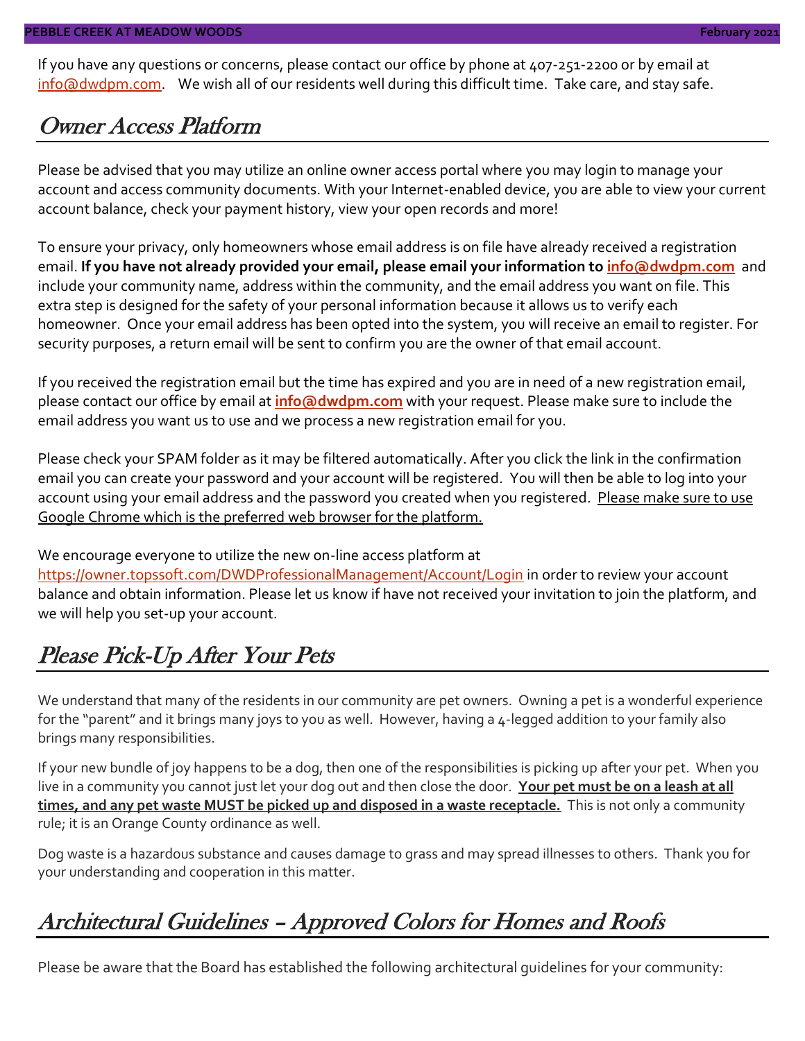If you have any questions or concerns, please contact our office by phone at 407-251-2200 or by email at info@dwdpm.com. We wish all of our residents well during this difficult time. Take care, and stay safe.

## Owner Access Platform

Please be advised that you may utilize an online owner access portal where you may login to manage your account and access community documents. With your Internet-enabled device, you are able to view your current account balance, check your payment history, view your open records and more!

To ensure your privacy, only homeowners whose email address is on file have already received a registration email. **If you have not already provided your email, please email your information to info@dwdpm.com** and include your community name, address within the community, and the email address you want on file. This extra step is designed for the safety of your personal information because it allows us to verify each homeowner. Once your email address has been opted into the system, you will receive an email to register. For security purposes, a return email will be sent to confirm you are the owner of that email account.

If you received the registration email but the time has expired and you are in need of a new registration email, please contact our office by email at **info@dwdpm.com** with your request. Please make sure to include the email address you want us to use and we process a new registration email for you.

Please check your SPAM folder as it may be filtered automatically. After you click the link in the confirmation email you can create your password and your account will be registered. You will then be able to log into your account using your email address and the password you created when you registered. Please make sure to use Google Chrome which is the preferred web browser for the platform.

We encourage everyone to utilize the new on-line access platform at https://owner.topssoft.com/DWDProfessionalManagement/Account/Login in order to review your account balance and obtain information. Please let us know if have not received your invitation to join the platform, and we will help you set-up your account.

## Please Pick-Up After Your Pets

We understand that many of the residents in our community are pet owners. Owning a pet is a wonderful experience for the "parent" and it brings many joys to you as well. However, having a 4-legged addition to your family also brings many responsibilities.

If your new bundle of joy happens to be a dog, then one of the responsibilities is picking up after your pet. When you live in a community you cannot just let your dog out and then close the door. **Your pet must be on a leash at all times, and any pet waste MUST be picked up and disposed in a waste receptacle.** This is not only a community rule; it is an Orange County ordinance as well.

Dog waste is a hazardous substance and causes damage to grass and may spread illnesses to others. Thank you for your understanding and cooperation in this matter.

## Architectural Guidelines – Approved Colors for Homes and Roofs

Please be aware that the Board has established the following architectural guidelines for your community: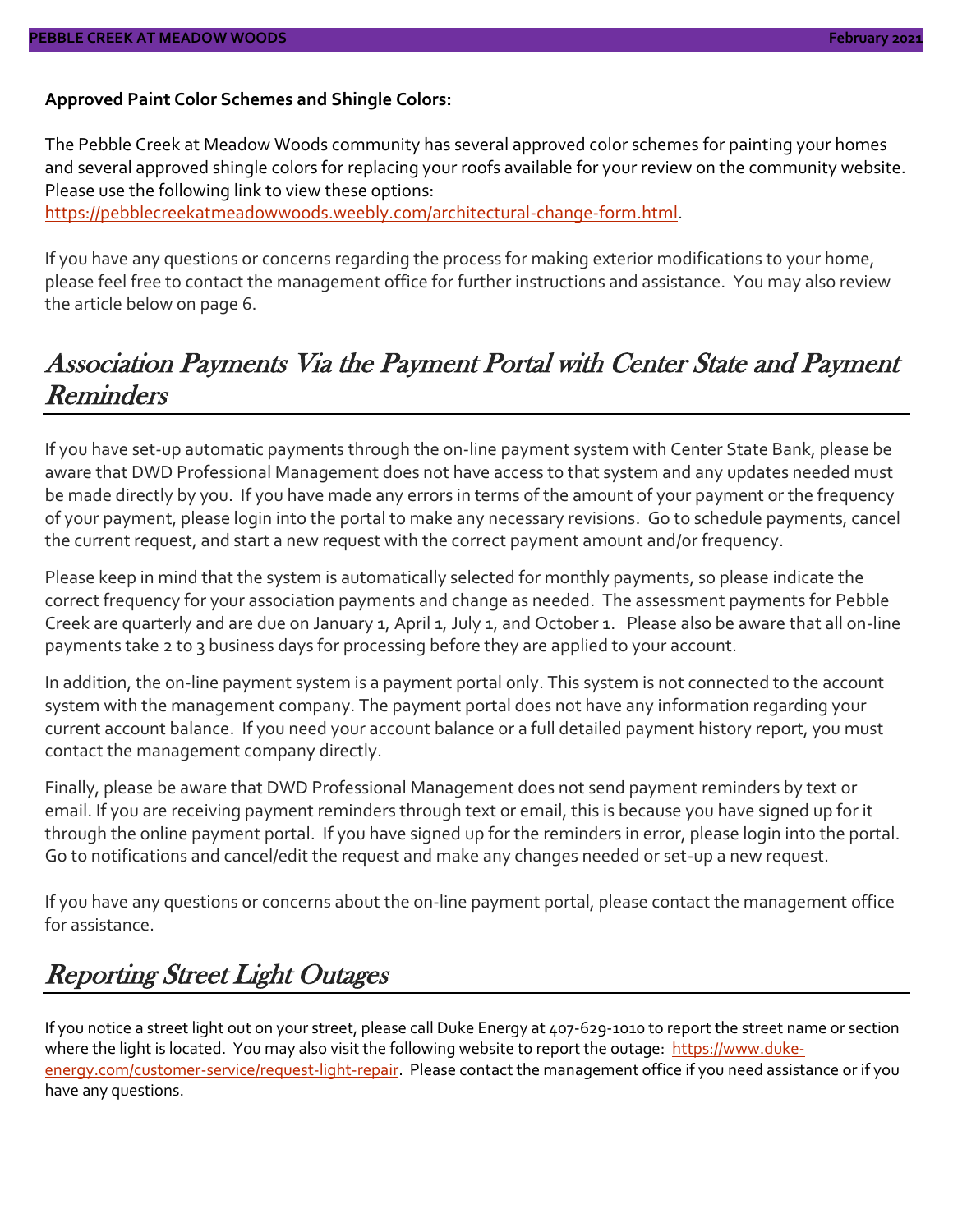**Approved Paint Color Schemes and Shingle Colors:**

The Pebble Creek at Meadow Woods community has several approved color schemes for painting your homes and several approved shingle colors for replacing your roofs available for your review on the community website. Please use the following link to view these options: https://pebblecreekatmeadowwoods.weebly.com/architectural-change-form.html.

If you have any questions or concerns regarding the process for making exterior modifications to your home, please feel free to contact the management office for further instructions and assistance. You may also review the article below on page 6.

## Association Payments Via the Payment Portal with Center State and Payment Reminders

If you have set-up automatic payments through the on-line payment system with Center State Bank, please be aware that DWD Professional Management does not have access to that system and any updates needed must be made directly by you. If you have made any errors in terms of the amount of your payment or the frequency of your payment, please login into the portal to make any necessary revisions. Go to schedule payments, cancel the current request, and start a new request with the correct payment amount and/or frequency.

Please keep in mind that the system is automatically selected for monthly payments, so please indicate the correct frequency for your association payments and change as needed. The assessment payments for Pebble Creek are quarterly and are due on January 1, April 1, July 1, and October 1. Please also be aware that all on-line payments take 2 to 3 business days for processing before they are applied to your account.

In addition, the on-line payment system is a payment portal only. This system is not connected to the account system with the management company. The payment portal does not have any information regarding your current account balance. If you need your account balance or a full detailed payment history report, you must contact the management company directly.

Finally, please be aware that DWD Professional Management does not send payment reminders by text or email. If you are receiving payment reminders through text or email, this is because you have signed up for it through the online payment portal. If you have signed up for the reminders in error, please login into the portal. Go to notifications and cancel/edit the request and make any changes needed or set-up a new request.

If you have any questions or concerns about the on-line payment portal, please contact the management office for assistance.

## Reporting Street Light Outages

If you notice a street light out on your street, please call Duke Energy at 407-629-1010 to report the street name or section where the light is located. You may also visit the following website to report the outage: https://www.duke-energy.com/customer-service/request-light-repair. Please contact the management office if you need assistance or if you have any questions.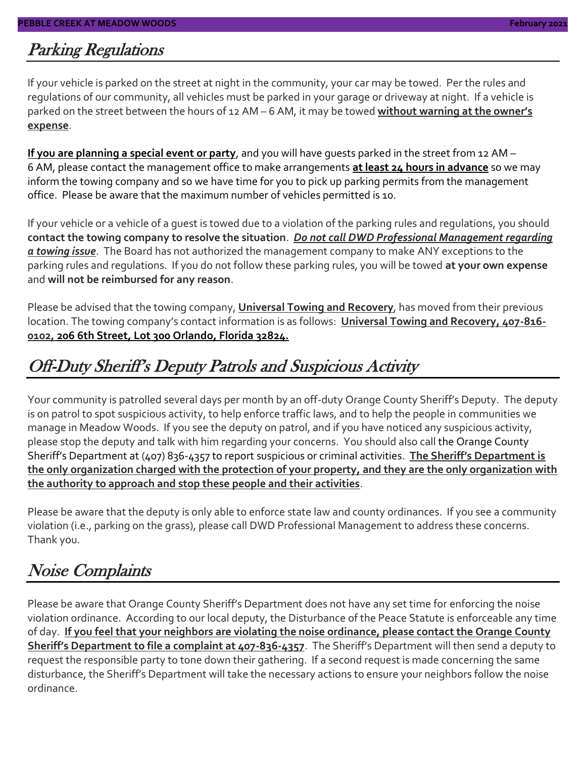## Parking Regulations

If your vehicle is parked on the street at night in the community, your car may be towed. Per the rules and regulations of our community, all vehicles must be parked in your garage or driveway at night. If a vehicle is parked on the street between the hours of 12 AM – 6 AM, it may be towed **without warning at the owner's expense**.

**If you are planning a special event or party**, and you will have guests parked in the street from 12 AM – 6 AM, please contact the management office to make arrangements **at least 24 hours in advance** so we may inform the towing company and so we have time for you to pick up parking permits from the management office. Please be aware that the maximum number of vehicles permitted is 10.

If your vehicle or a vehicle of a guest is towed due to a violation of the parking rules and regulations, you should **contact the towing company to resolve the situation**. ***Do not call DWD Professional Management regarding a towing issue***. The Board has not authorized the management company to make ANY exceptions to the parking rules and regulations. If you do not follow these parking rules, you will be towed **at your own expense** and **will not be reimbursed for any reason**.

Please be advised that the towing company, **Universal Towing and Recovery**, has moved from their previous location. The towing company's contact information is as follows: **Universal Towing and Recovery, 407-816-0102, 206 6th Street, Lot 300 Orlando, Florida 32824.**

## Off-Duty Sheriff's Deputy Patrols and Suspicious Activity

Your community is patrolled several days per month by an off-duty Orange County Sheriff's Deputy. The deputy is on patrol to spot suspicious activity, to help enforce traffic laws, and to help the people in communities we manage in Meadow Woods. If you see the deputy on patrol, and if you have noticed any suspicious activity, please stop the deputy and talk with him regarding your concerns. You should also call the Orange County Sheriff's Department at (407) 836-4357 to report suspicious or criminal activities. **The Sheriff's Department is the only organization charged with the protection of your property, and they are the only organization with the authority to approach and stop these people and their activities**.

Please be aware that the deputy is only able to enforce state law and county ordinances. If you see a community violation (i.e., parking on the grass), please call DWD Professional Management to address these concerns. Thank you.

## Noise Complaints

Please be aware that Orange County Sheriff's Department does not have any set time for enforcing the noise violation ordinance. According to our local deputy, the Disturbance of the Peace Statute is enforceable any time of day. **If you feel that your neighbors are violating the noise ordinance, please contact the Orange County Sheriff's Department to file a complaint at 407-836-4357**. The Sheriff's Department will then send a deputy to request the responsible party to tone down their gathering. If a second request is made concerning the same disturbance, the Sheriff's Department will take the necessary actions to ensure your neighbors follow the noise ordinance.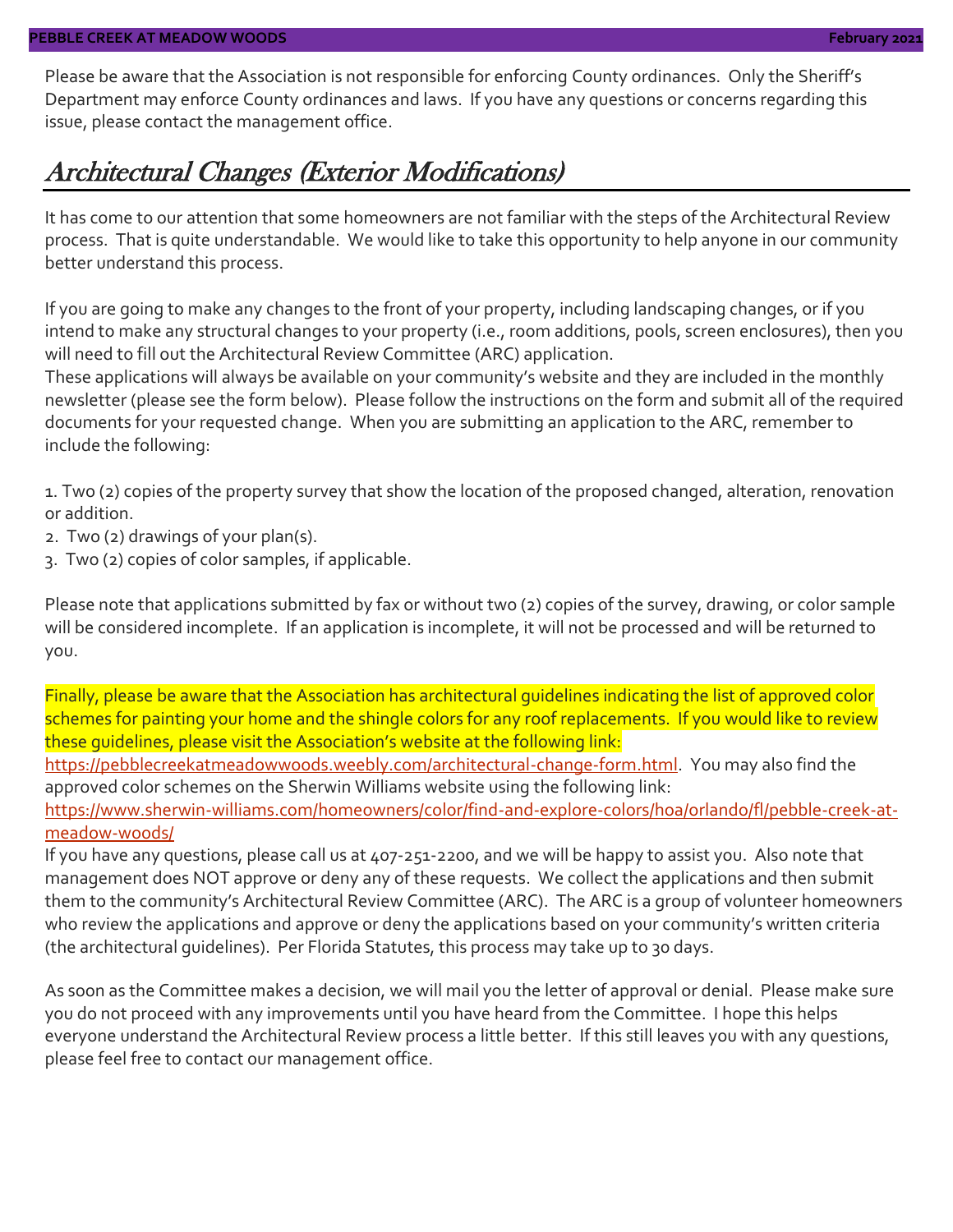Please be aware that the Association is not responsible for enforcing County ordinances. Only the Sheriff's Department may enforce County ordinances and laws. If you have any questions or concerns regarding this issue, please contact the management office.

## *Architectural Changes (Exterior Modifications)*

It has come to our attention that some homeowners are not familiar with the steps of the Architectural Review process. That is quite understandable. We would like to take this opportunity to help anyone in our community better understand this process.

If you are going to make any changes to the front of your property, including landscaping changes, or if you intend to make any structural changes to your property (i.e., room additions, pools, screen enclosures), then you will need to fill out the Architectural Review Committee (ARC) application.
These applications will always be available on your community's website and they are included in the monthly newsletter (please see the form below). Please follow the instructions on the form and submit all of the required documents for your requested change. When you are submitting an application to the ARC, remember to include the following:

1. Two (2) copies of the property survey that show the location of the proposed changed, alteration, renovation or addition.
2. Two (2) drawings of your plan(s).
3. Two (2) copies of color samples, if applicable.

Please note that applications submitted by fax or without two (2) copies of the survey, drawing, or color sample will be considered incomplete. If an application is incomplete, it will not be processed and will be returned to you.

Finally, please be aware that the Association has architectural guidelines indicating the list of approved color schemes for painting your home and the shingle colors for any roof replacements. If you would like to review these guidelines, please visit the Association's website at the following link:
https://pebblecreekatmeadowwoods.weebly.com/architectural-change-form.html. You may also find the approved color schemes on the Sherwin Williams website using the following link:
https://www.sherwin-williams.com/homeowners/color/find-and-explore-colors/hoa/orlando/fl/pebble-creek-at-meadow-woods/
If you have any questions, please call us at 407-251-2200, and we will be happy to assist you. Also note that management does NOT approve or deny any of these requests. We collect the applications and then submit them to the community's Architectural Review Committee (ARC). The ARC is a group of volunteer homeowners who review the applications and approve or deny the applications based on your community's written criteria (the architectural guidelines). Per Florida Statutes, this process may take up to 30 days.

As soon as the Committee makes a decision, we will mail you the letter of approval or denial. Please make sure you do not proceed with any improvements until you have heard from the Committee. I hope this helps everyone understand the Architectural Review process a little better. If this still leaves you with any questions, please feel free to contact our management office.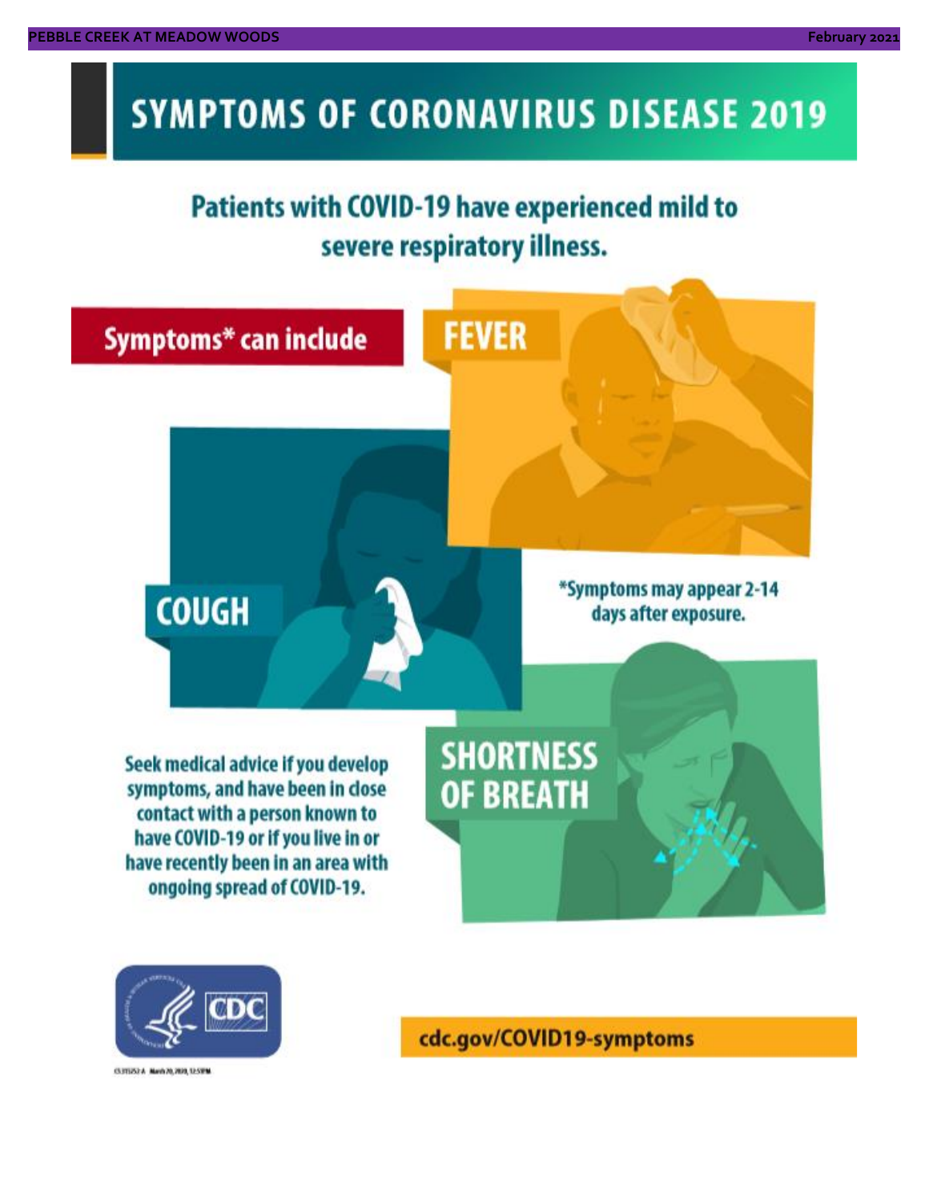# SYMPTOMS OF CORONAVIRUS DISEASE 2019

## Patients with COVID-19 have experienced mild to severe respiratory illness.

**Symptoms* can include**

**FEVER**

**COUGH**

*Symptoms may appear 2-14 days after exposure.

**SHORTNESS OF BREATH**

Seek medical advice if you develop symptoms, and have been in close contact with a person known to have COVID-19 or if you live in or have recently been in an area with ongoing spread of COVID-19.

CDC

cdc.gov/COVID19-symptoms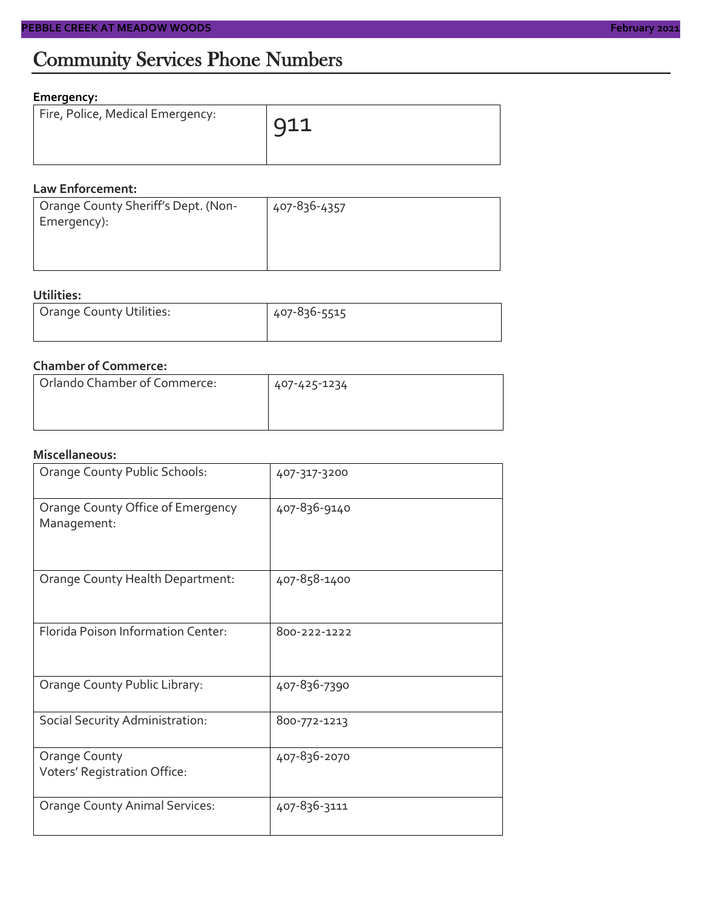# Community Services Phone Numbers

**Emergency:**

| Fire, Police, Medical Emergency: | 911 |
|---|---|

**Law Enforcement:**

| Orange County Sheriff's Dept. (Non-Emergency): | 407-836-4357 |
|---|---|

**Utilities:**

| Orange County Utilities: | 407-836-5515 |
|---|---|

**Chamber of Commerce:**

| Orlando Chamber of Commerce: | 407-425-1234 |
|---|---|

**Miscellaneous:**

| Orange County Public Schools: | 407-317-3200 |
|---|---|
| Orange County Office of Emergency Management: | 407-836-9140 |
| Orange County Health Department: | 407-858-1400 |
| Florida Poison Information Center: | 800-222-1222 |
| Orange County Public Library: | 407-836-7390 |
| Social Security Administration: | 800-772-1213 |
| Orange County Voters' Registration Office: | 407-836-2070 |
| Orange County Animal Services: | 407-836-3111 |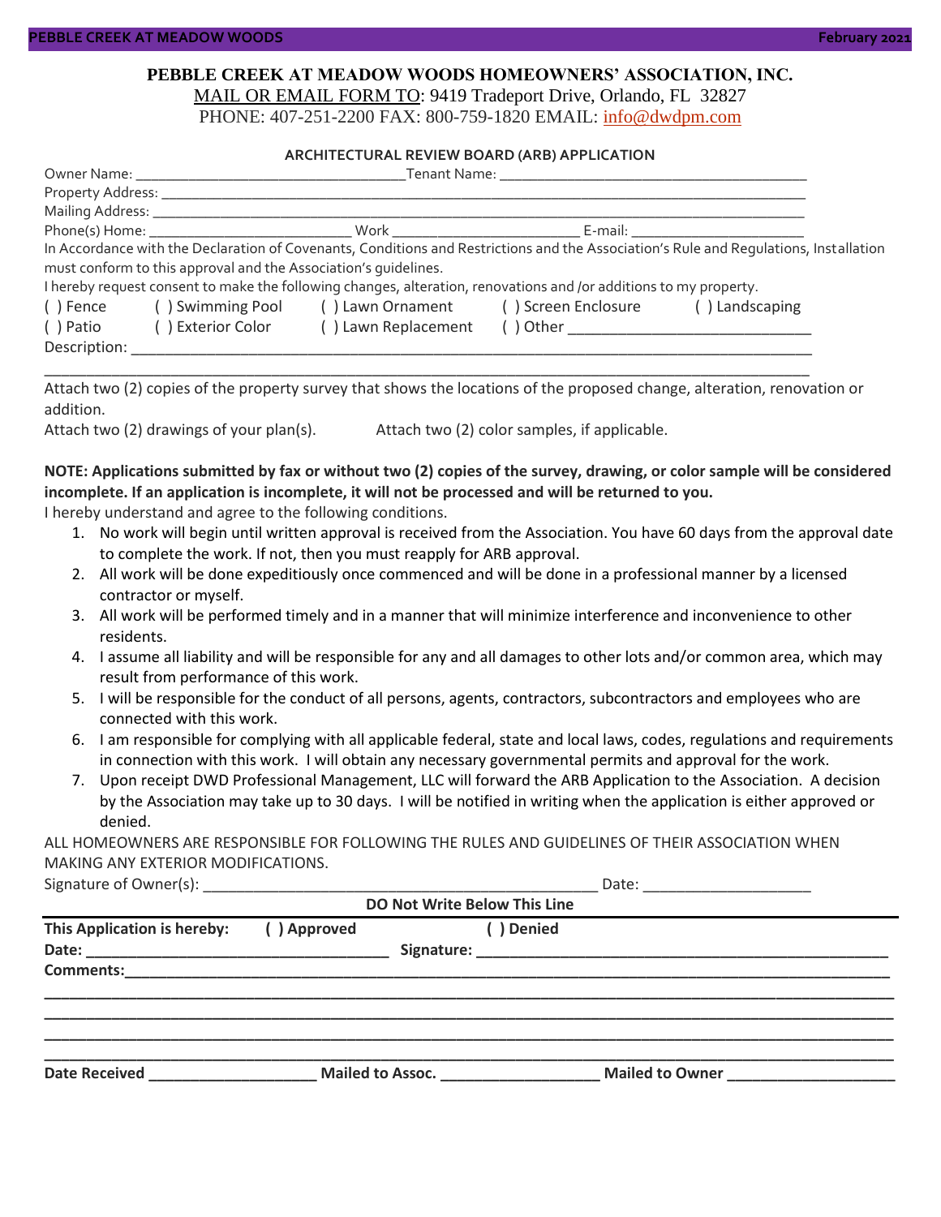# PEBBLE CREEK AT MEADOW WOODS HOMEOWNERS' ASSOCIATION, INC.

MAIL OR EMAIL FORM TO: 9419 Tradeport Drive, Orlando, FL 32827
PHONE: 407-251-2200 FAX: 800-759-1820 EMAIL: info@dwdpm.com

## ARCHITECTURAL REVIEW BOARD (ARB) APPLICATION

Owner Name: ________________________________ Tenant Name: ______________________________________

Property Address: ___________________________________________________________________________

Mailing Address: ____________________________________________________________________________

Phone(s) Home: ________________________ Work ______________________ E-mail: ____________________

In Accordance with the Declaration of Covenants, Conditions and Restrictions and the Association's Rule and Regulations, Installation must conform to this approval and the Association's guidelines.

I hereby request consent to make the following changes, alteration, renovations and /or additions to my property.

( ) Fence ( ) Swimming Pool ( ) Lawn Ornament ( ) Screen Enclosure ( ) Landscaping
( ) Patio ( ) Exterior Color ( ) Lawn Replacement ( ) Other ____________________________

Description: _________________________________________________________________________________

_____________________________________________________________________________________________

Attach two (2) copies of the property survey that shows the locations of the proposed change, alteration, renovation or addition.

Attach two (2) drawings of your plan(s). Attach two (2) color samples, if applicable.

**NOTE: Applications submitted by fax or without two (2) copies of the survey, drawing, or color sample will be considered incomplete. If an application is incomplete, it will not be processed and will be returned to you.**

I hereby understand and agree to the following conditions.

1. No work will begin until written approval is received from the Association. You have 60 days from the approval date to complete the work. If not, then you must reapply for ARB approval.
2. All work will be done expeditiously once commenced and will be done in a professional manner by a licensed contractor or myself.
3. All work will be performed timely and in a manner that will minimize interference and inconvenience to other residents.
4. I assume all liability and will be responsible for any and all damages to other lots and/or common area, which may result from performance of this work.
5. I will be responsible for the conduct of all persons, agents, contractors, subcontractors and employees who are connected with this work.
6. I am responsible for complying with all applicable federal, state and local laws, codes, regulations and requirements in connection with this work. I will obtain any necessary governmental permits and approval for the work.
7. Upon receipt DWD Professional Management, LLC will forward the ARB Application to the Association. A decision by the Association may take up to 30 days. I will be notified in writing when the application is either approved or denied.

ALL HOMEOWNERS ARE RESPONSIBLE FOR FOLLOWING THE RULES AND GUIDELINES OF THEIR ASSOCIATION WHEN MAKING ANY EXTERIOR MODIFICATIONS.

Signature of Owner(s): ____________________________________________ Date: __________________

**DO Not Write Below This Line**

**This Application is hereby: ( ) Approved ( ) Denied**

**Date:** _________________________________ **Signature:** ___________________________________________

**Comments:** _________________________________________________________________________________

_____________________________________________________________________________________________

_____________________________________________________________________________________________

_____________________________________________________________________________________________

_____________________________________________________________________________________________

**Date Received** ___________________ **Mailed to Assoc.** __________________ **Mailed to Owner** ___________________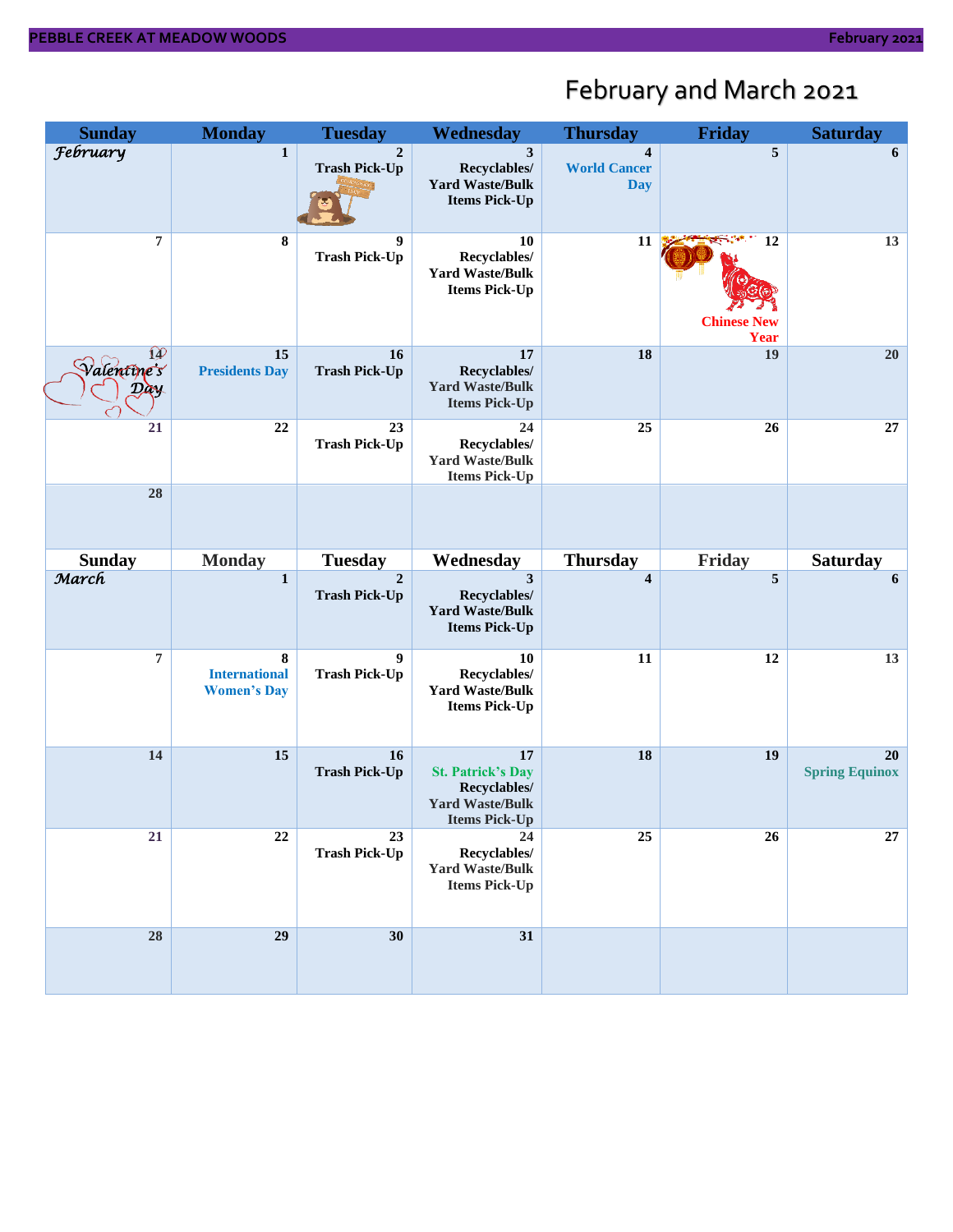# February and March 2021

| Sunday | Monday | Tuesday | Wednesday | Thursday | Friday | Saturday |
|---|---|---|---|---|---|---|
| *February* | 1 | 2 Trash Pick-Up | 3 Recyclables/ Yard Waste/Bulk Items Pick-Up | 4 World Cancer Day | 5 | 6 |
| 7 | 8 | 9 Trash Pick-Up | 10 Recyclables/ Yard Waste/Bulk Items Pick-Up | 11 | 12 Chinese New Year | 13 |
| 14 Valentine's Day | 15 Presidents Day | 16 Trash Pick-Up | 17 Recyclables/ Yard Waste/Bulk Items Pick-Up | 18 | 19 | 20 |
| 21 | 22 | 23 Trash Pick-Up | 24 Recyclables/ Yard Waste/Bulk Items Pick-Up | 25 | 26 | 27 |
| 28 | | | | | | |

| Sunday | Monday | Tuesday | Wednesday | Thursday | Friday | Saturday |
|---|---|---|---|---|---|---|
| *March* | 1 | 2 Trash Pick-Up | 3 Recyclables/ Yard Waste/Bulk Items Pick-Up | 4 | 5 | 6 |
| 7 | 8 International Women's Day | 9 Trash Pick-Up | 10 Recyclables/ Yard Waste/Bulk Items Pick-Up | 11 | 12 | 13 |
| 14 | 15 | 16 Trash Pick-Up | 17 St. Patrick's Day Recyclables/ Yard Waste/Bulk Items Pick-Up | 18 | 19 | 20 Spring Equinox |
| 21 | 22 | 23 Trash Pick-Up | 24 Recyclables/ Yard Waste/Bulk Items Pick-Up | 25 | 26 | 27 |
| 28 | 29 | 30 | 31 | | | |